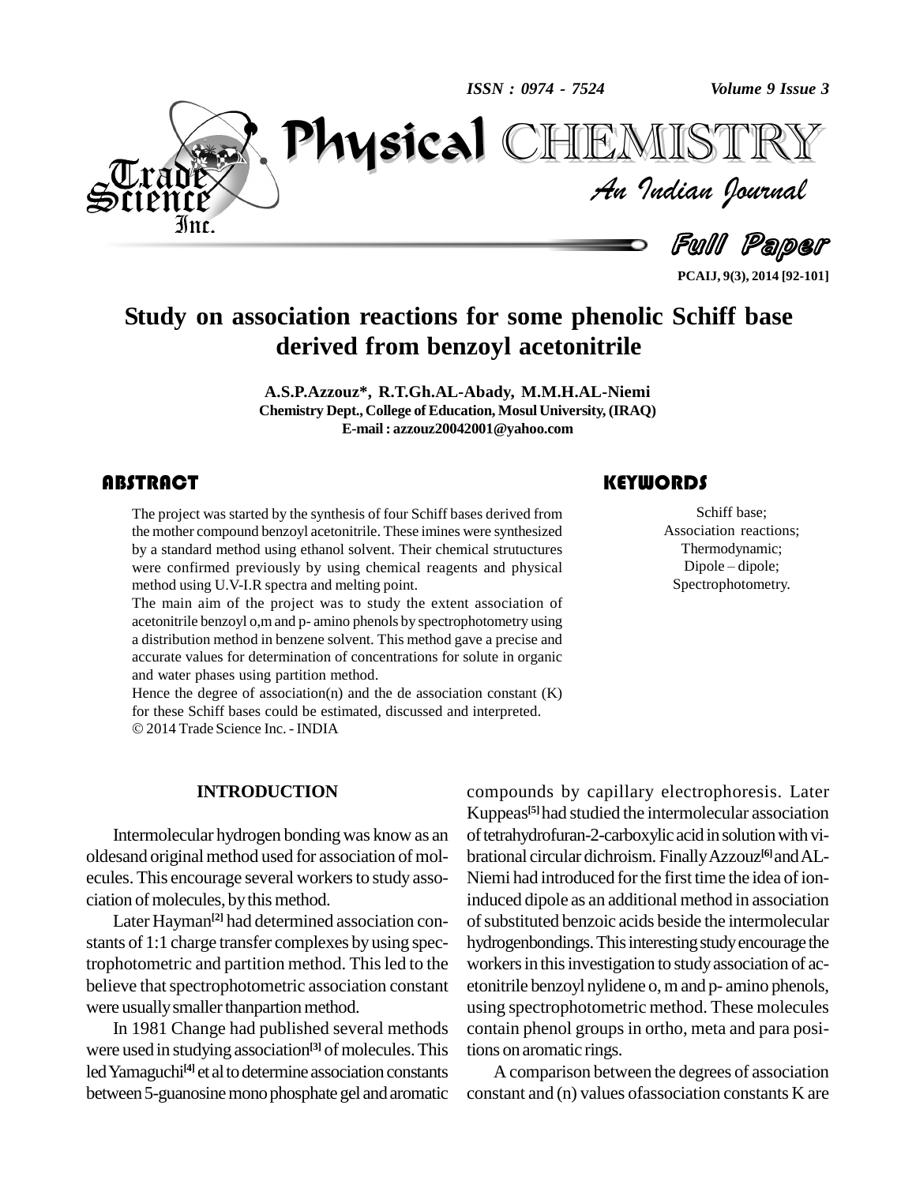# Study on association reactions for some phenolic Schiff base derived from benzoyl acetonitrile

**A.S.P.Azzouz\*, R.T.Gh.AL-Abady, M.M.H.AL-Niemi**

**Chemistry Dept., College of Education, Mosul University, (IRAQ)**

**E-mail : azzouz20042001@yahoo.com**

## ABSTRACT

The project was started by the synthesis of four Schiff bases derived from the mother compound benzoyl acetonitrile. These imines were synthesized by a standard method using ethanol solvent. Their chemical strutuctures were confirmed previously by using chemical reagents and physical method using U.V-I.R spectra and melting point.

The main aim of the project was to study the extent association of acetonitrile benzoyl o,m and p- amino phenols by spectrophotometry using a distribution method in benzene solvent. This method gave a precise and accurate values for determination of concentrations for solute in organic and water phases using partition method.

Hence the degree of association(n) and the de association constant (K) for these Schiff bases could be estimated, discussed and interpreted.

© 2014 Trade Science Inc. - INDIA

## KEYWORDS

Schiff base;
Association reactions;
Thermodynamic;
Dipole – dipole;
Spectrophotometry.

## INTRODUCTION

Intermolecular hydrogen bonding was know as an oldesand original method used for association of molecules. This encourage several workers to study association of molecules, by this method.

Later Hayman[2] had determined association constants of 1:1 charge transfer complexes by using spectrophotometric and partition method. This led to the believe that spectrophotometric association constant were usually smaller thanpartion method.

In 1981 Change had published several methods were used in studying association[3] of molecules. This led Yamaguchi[4] et al to determine association constants between 5-guanosine mono phosphate gel and aromatic compounds by capillary electrophoresis. Later Kuppeas[5] had studied the intermolecular association of tetrahydrofuran-2-carboxylic acid in solution with vibrational circular dichroism. Finally Azzouz[6] and AL-Niemi had introduced for the first time the idea of ion-induced dipole as an additional method in association of substituted benzoic acids beside the intermolecular hydrogenbondings. This interesting study encourage the workers in this investigation to study association of acetonitrile benzoyl nylidene o, m and p- amino phenols, using spectrophotometric method. These molecules contain phenol groups in ortho, meta and para positions on aromatic rings.

A comparison between the degrees of association constant and (n) values ofassociation constants K are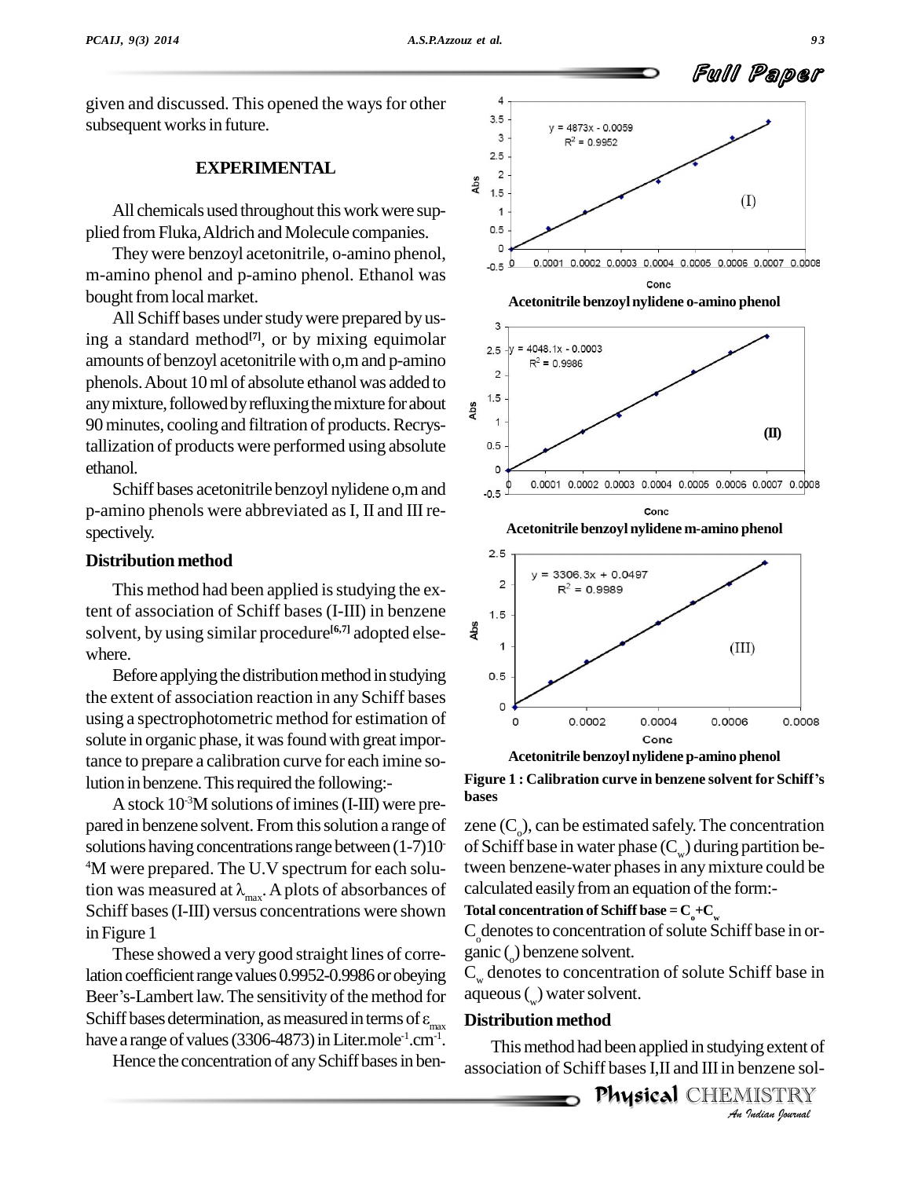given and discussed. This opened the ways for other subsequent works in future.

## EXPERIMENTAL

All chemicals used throughout this work were supplied from Fluka, Aldrich and Molecule companies.

They were benzoyl acetonitrile, o-amino phenol, m-amino phenol and p-amino phenol. Ethanol was bought from local market.

All Schiff bases under study were prepared by using a standard method[7], or by mixing equimolar amounts of benzoyl acetonitrile with o,m and p-amino phenols. About 10 ml of absolute ethanol was added to any mixture, followed by refluxing the mixture for about 90 minutes, cooling and filtration of products. Recrystallization of products were performed using absolute ethanol.

Schiff bases acetonitrile benzoyl nylidene o,m and p-amino phenols were abbreviated as I, II and III respectively.

### Distribution method

This method had been applied is studying the extent of association of Schiff bases (I-III) in benzene solvent, by using similar procedure[6,7] adopted elsewhere.

Before applying the distribution method in studying the extent of association reaction in any Schiff bases using a spectrophotometric method for estimation of solute in organic phase, it was found with great importance to prepare a calibration curve for each imine solution in benzene. This required the following:-

A stock $10^{-3}$M solutions of imines (I-III) were prepared in benzene solvent. From this solution a range of solutions having concentrations range between $(1\text{-}7)10^{-4}$M were prepared. The U.V spectrum for each solution was measured at $\lambda_{max}$. A plots of absorbances of Schiff bases (I-III) versus concentrations were shown in Figure 1

These showed a very good straight lines of correlation coefficient range values 0.9952-0.9986 or obeying Beer's-Lambert law. The sensitivity of the method for Schiff bases determination, as measured in terms of $\varepsilon_{max}$ have a range of values (3306-4873) in Liter.mole$^{-1}$.cm$^{-1}$.

Hence the concentration of any Schiff bases in benzene ($C_o$), can be estimated safely. The concentration of Schiff base in water phase ($C_w$) during partition between benzene-water phases in any mixture could be calculated easily from an equation of the form:-

**Total concentration of Schiff base = $C_o$+$C_w$**

$C_o$ denotes to concentration of solute Schiff base in organic ($_o$) benzene solvent.

$C_w$ denotes to concentration of solute Schiff base in aqueous ($_w$) water solvent.

Acetonitrile benzoyl nylidene o-amino phenol

Acetonitrile benzoyl nylidene m-amino phenol

Acetonitrile benzoyl nylidene p-amino phenol

**Figure 1 : Calibration curve in benzene solvent for Schiff's bases**

### Distribution method

This method had been applied in studying extent of association of Schiff bases I,II and III in benzene sol-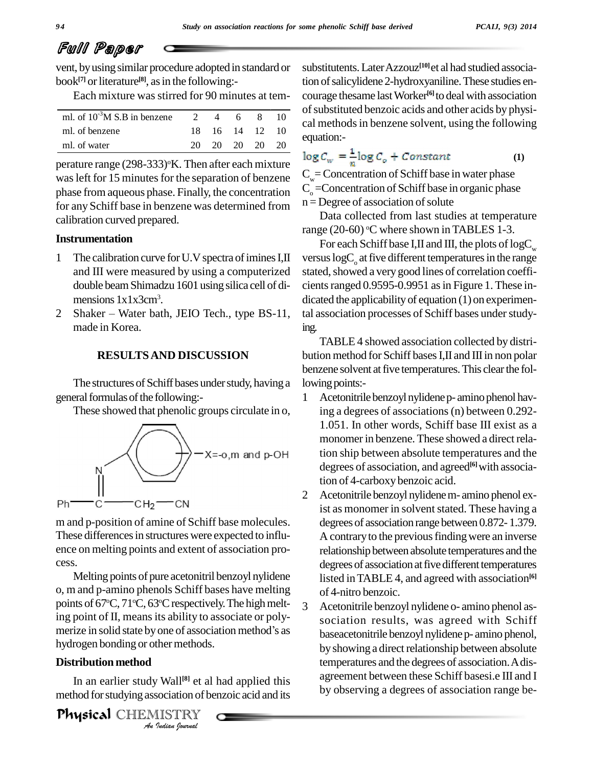vent, by using similar procedure adopted in standard or book[7] or literature[8], as in the following:-

Each mixture was stirred for 90 minutes at temperature range (298-333)°K. Then after each mixture was left for 15 minutes for the separation of benzene phase from aqueous phase. Finally, the concentration for any Schiff base in benzene was determined from calibration curved prepared.

| ml. of $10^{-3}$M S.B in benzene | 2 | 4 | 6 | 8 | 10 |
|---|---|---|---|---|---|
| ml. of benzene | 18 | 16 | 14 | 12 | 10 |
| ml. of water | 20 | 20 | 20 | 20 | 20 |

### Instrumentation

1. The calibration curve for U.V spectra of imines I,II and III were measured by using a computerized double beam Shimadzu 1601 using silica cell of dimensions $1x1x3cm^3$.
2. Shaker – Water bath, JEIO Tech., type BS-11, made in Korea.

## RESULTS AND DISCUSSION

The structures of Schiff bases under study, having a general formulas of the following:-

These showed that phenolic groups circulate in o, m and p-position of amine of Schiff base molecules. These differences in structures were expected to influence on melting points and extent of association process.

Melting points of pure acetonitril benzoyl nylidene o, m and p-amino phenols Schiff bases have melting points of 67°C, 71°C, 63°C respectively. The high melting point of II, means its ability to associate or polymerize in solid state by one of association method's as hydrogen bonding or other methods.

### Distribution method

In an earlier study Wall[8] et al had applied this method for studying association of benzoic acid and its substitutents. Later Azzouz[10] et al had studied association of salicylidene 2-hydroxyaniline. These studies encourage thesame last Worker[6] to deal with association of substituted benzoic acids and other acids by physical methods in benzene solvent, using the following equation:-

$$\log C_w = \frac{1}{n}\log C_o + Constant \quad (1)$$

$C_w$ = Concentration of Schiff base in water phase
$C_o$ =Concentration of Schiff base in organic phase
n = Degree of association of solute

Data collected from last studies at temperature range (20-60) °C where shown in TABLES 1-3.

For each Schiff base I,II and III, the plots of $\log C_w$ versus $\log C_o$ at five different temperatures in the range stated, showed a very good lines of correlation coefficients ranged 0.9595-0.9951 as in Figure 1. These indicated the applicability of equation (1) on experimental association processes of Schiff bases under studying.

TABLE 4 showed association collected by distribution method for Schiff bases I,II and III in non polar benzene solvent at five temperatures. This clear the following points:-

1. Acetonitrile benzoyl nylidene p- amino phenol having a degrees of associations (n) between 0.292-1.051. In other words, Schiff base III exist as a monomer in benzene. These showed a direct relation ship between absolute temperatures and the degrees of association, and agreed[6] with association of 4-carboxy benzoic acid.
2. Acetonitrile benzoyl nylidene m- amino phenol exist as monomer in solvent stated. These having a degrees of association range between 0.872- 1.379. A contrary to the previous finding were an inverse relationship between absolute temperatures and the degrees of association at five different temperatures listed in TABLE 4, and agreed with association[6] of 4-nitro benzoic.
3. Acetonitrile benzoyl nylidene o- amino phenol association results, was agreed with Schiff baseacetonitrile benzoyl nylidene p- amino phenol, by showing a direct relationship between absolute temperatures and the degrees of association. A disagreement between these Schiff basesi.e III and I by observing a degrees of association range be-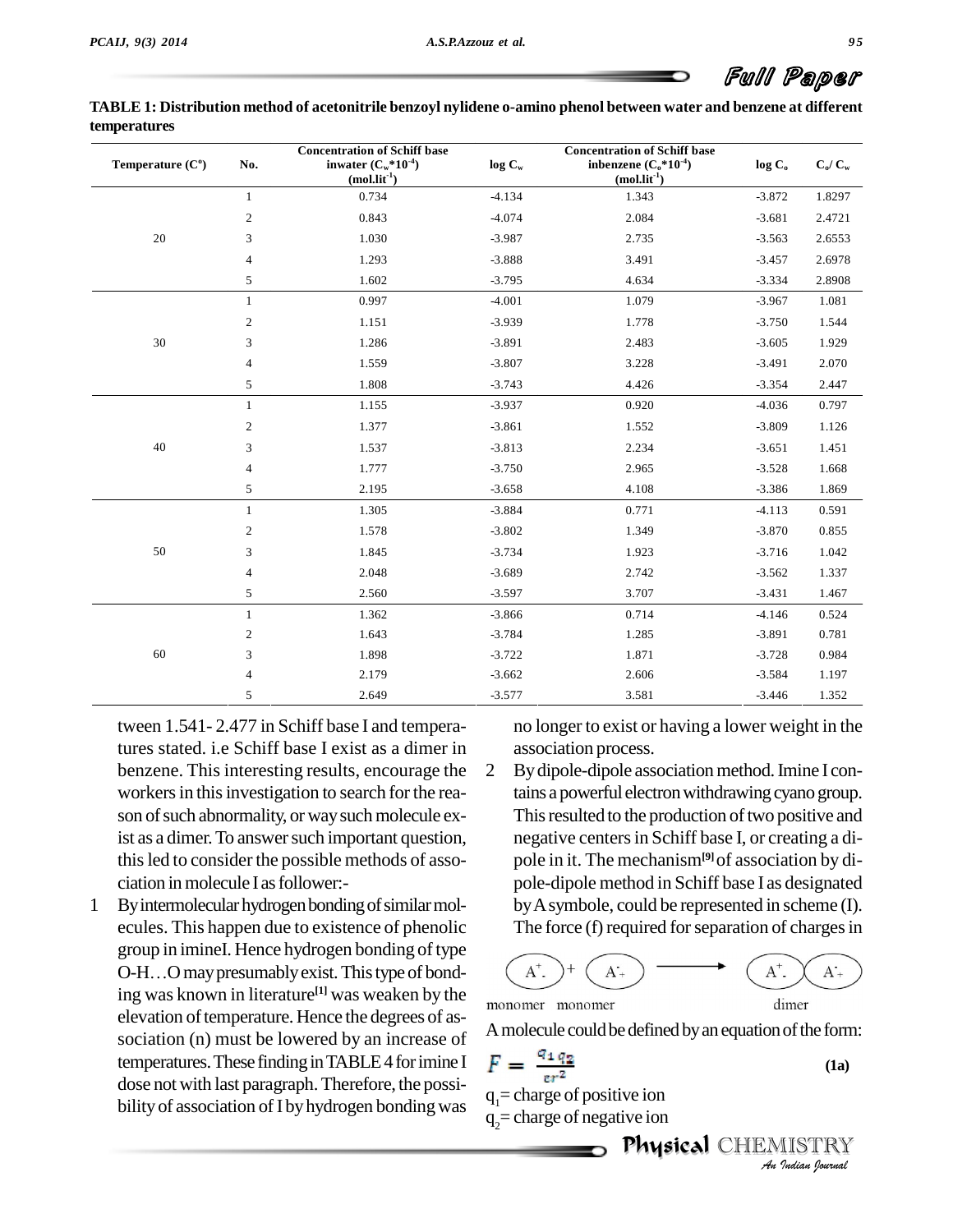TABLE 1: Distribution method of acetonitrile benzoyl nylidene o-amino phenol between water and benzene at different temperatures

| Temperature (C°) | No. | Concentration of Schiff base inwater ($C_w$*$10^{-4}$) (mol.lit$^{-1}$) | log $C_w$ | Concentration of Schiff base inbenzene ($C_o$*$10^{-4}$) (mol.lit$^{-1}$) | log $C_o$ | $C_o$/ $C_w$ |
|---|---|---|---|---|---|---|
| 20 | 1 | 0.734 | -4.134 | 1.343 | -3.872 | 1.8297 |
| | 2 | 0.843 | -4.074 | 2.084 | -3.681 | 2.4721 |
| | 3 | 1.030 | -3.987 | 2.735 | -3.563 | 2.6553 |
| | 4 | 1.293 | -3.888 | 3.491 | -3.457 | 2.6978 |
| | 5 | 1.602 | -3.795 | 4.634 | -3.334 | 2.8908 |
| 30 | 1 | 0.997 | -4.001 | 1.079 | -3.967 | 1.081 |
| | 2 | 1.151 | -3.939 | 1.778 | -3.750 | 1.544 |
| | 3 | 1.286 | -3.891 | 2.483 | -3.605 | 1.929 |
| | 4 | 1.559 | -3.807 | 3.228 | -3.491 | 2.070 |
| | 5 | 1.808 | -3.743 | 4.426 | -3.354 | 2.447 |
| 40 | 1 | 1.155 | -3.937 | 0.920 | -4.036 | 0.797 |
| | 2 | 1.377 | -3.861 | 1.552 | -3.809 | 1.126 |
| | 3 | 1.537 | -3.813 | 2.234 | -3.651 | 1.451 |
| | 4 | 1.777 | -3.750 | 2.965 | -3.528 | 1.668 |
| | 5 | 2.195 | -3.658 | 4.108 | -3.386 | 1.869 |
| 50 | 1 | 1.305 | -3.884 | 0.771 | -4.113 | 0.591 |
| | 2 | 1.578 | -3.802 | 1.349 | -3.870 | 0.855 |
| | 3 | 1.845 | -3.734 | 1.923 | -3.716 | 1.042 |
| | 4 | 2.048 | -3.689 | 2.742 | -3.562 | 1.337 |
| | 5 | 2.560 | -3.597 | 3.707 | -3.431 | 1.467 |
| 60 | 1 | 1.362 | -3.866 | 0.714 | -4.146 | 0.524 |
| | 2 | 1.643 | -3.784 | 1.285 | -3.891 | 0.781 |
| | 3 | 1.898 | -3.722 | 1.871 | -3.728 | 0.984 |
| | 4 | 2.179 | -3.662 | 2.606 | -3.584 | 1.197 |
| | 5 | 2.649 | -3.577 | 3.581 | -3.446 | 1.352 |

tween 1.541- 2.477 in Schiff base I and temperatures stated. i.e Schiff base I exist as a dimer in benzene. This interesting results, encourage the workers in this investigation to search for the reason of such abnormality, or way such molecule exist as a dimer. To answer such important question, this led to consider the possible methods of association in molecule I as follower:-

1. By intermolecular hydrogen bonding of similar molecules. This happen due to existence of phenolic group in imineI. Hence hydrogen bonding of type O-H…O may presumably exist. This type of bonding was known in literature[1] was weaken by the elevation of temperature. Hence the degrees of association (n) must be lowered by an increase of temperatures. These finding in TABLE 4 for imine I dose not with last paragraph. Therefore, the possibility of association of I by hydrogen bonding was no longer to exist or having a lower weight in the association process.
2. By dipole-dipole association method. Imine I contains a powerful electron withdrawing cyano group. This resulted to the production of two positive and negative centers in Schiff base I, or creating a dipole in it. The mechanism[9] of association by dipole-dipole method in Schiff base I as designated by A symbole, could be represented in scheme (I). The force (f) required for separation of charges in

$$A^{+}_{-} + A^{-}_{+} \longrightarrow A^{+}_{-}A^{-}_{+}$$

monomer monomer dimer

A molecule could be defined by an equation of the form:

$$F = \frac{q_1 q_2}{\varepsilon r^2} \quad \text{(1a)}$$

$q_1$= charge of positive ion

$q_2$= charge of negative ion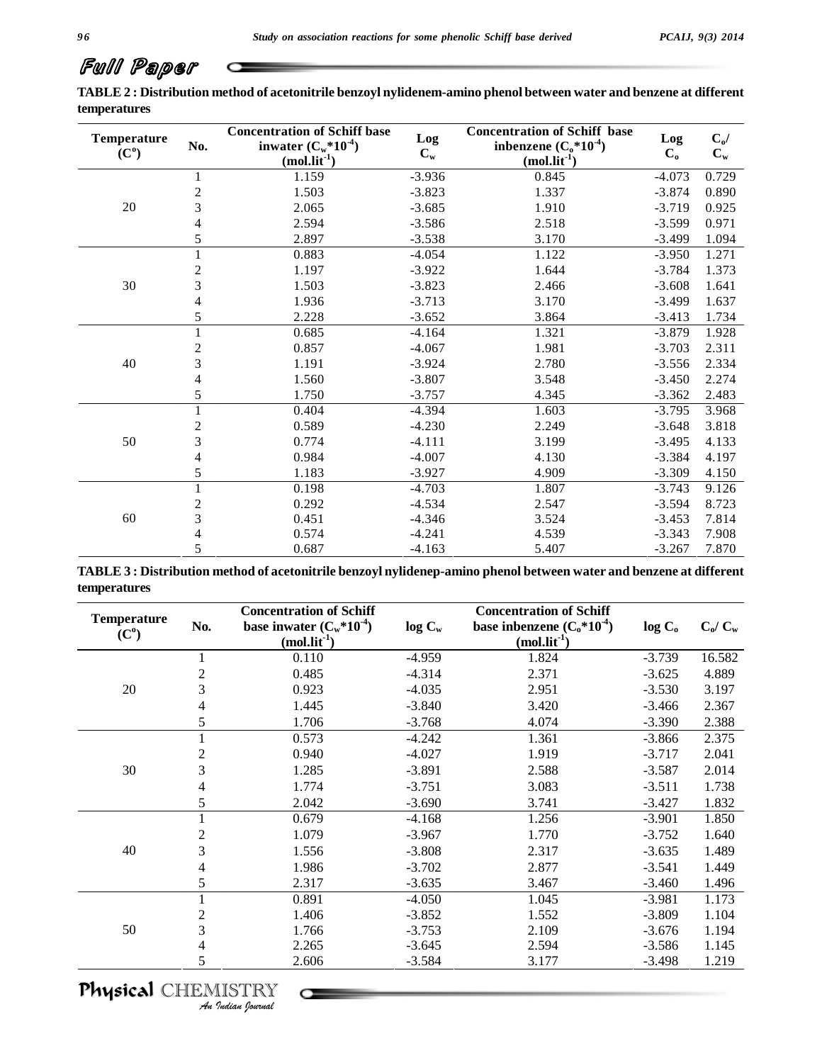## Full Paper

**TABLE 2 : Distribution method of acetonitrile benzoyl nylidenem-amino phenol between water and benzene at different temperatures**

| Temperature ($C^o$) | No. | Concentration of Schiff base inwater ($C_w$*$10^{-4}$) (mol.lit$^{-1}$) | Log $C_w$ | Concentration of Schiff base inbenzene ($C_o$*$10^{-4}$) (mol.lit$^{-1}$) | Log $C_o$ | $C_o$/ $C_w$ |
|---|---|---|---|---|---|---|
| 20 | 1 | 1.159 | -3.936 | 0.845 | -4.073 | 0.729 |
| | 2 | 1.503 | -3.823 | 1.337 | -3.874 | 0.890 |
| | 3 | 2.065 | -3.685 | 1.910 | -3.719 | 0.925 |
| | 4 | 2.594 | -3.586 | 2.518 | -3.599 | 0.971 |
| | 5 | 2.897 | -3.538 | 3.170 | -3.499 | 1.094 |
| 30 | 1 | 0.883 | -4.054 | 1.122 | -3.950 | 1.271 |
| | 2 | 1.197 | -3.922 | 1.644 | -3.784 | 1.373 |
| | 3 | 1.503 | -3.823 | 2.466 | -3.608 | 1.641 |
| | 4 | 1.936 | -3.713 | 3.170 | -3.499 | 1.637 |
| | 5 | 2.228 | -3.652 | 3.864 | -3.413 | 1.734 |
| 40 | 1 | 0.685 | -4.164 | 1.321 | -3.879 | 1.928 |
| | 2 | 0.857 | -4.067 | 1.981 | -3.703 | 2.311 |
| | 3 | 1.191 | -3.924 | 2.780 | -3.556 | 2.334 |
| | 4 | 1.560 | -3.807 | 3.548 | -3.450 | 2.274 |
| | 5 | 1.750 | -3.757 | 4.345 | -3.362 | 2.483 |
| 50 | 1 | 0.404 | -4.394 | 1.603 | -3.795 | 3.968 |
| | 2 | 0.589 | -4.230 | 2.249 | -3.648 | 3.818 |
| | 3 | 0.774 | -4.111 | 3.199 | -3.495 | 4.133 |
| | 4 | 0.984 | -4.007 | 4.130 | -3.384 | 4.197 |
| | 5 | 1.183 | -3.927 | 4.909 | -3.309 | 4.150 |
| 60 | 1 | 0.198 | -4.703 | 1.807 | -3.743 | 9.126 |
| | 2 | 0.292 | -4.534 | 2.547 | -3.594 | 8.723 |
| | 3 | 0.451 | -4.346 | 3.524 | -3.453 | 7.814 |
| | 4 | 0.574 | -4.241 | 4.539 | -3.343 | 7.908 |
| | 5 | 0.687 | -4.163 | 5.407 | -3.267 | 7.870 |

**TABLE 3 : Distribution method of acetonitrile benzoyl nylidenep-amino phenol between water and benzene at different temperatures**

| Temperature ($C^o$) | No. | Concentration of Schiff base inwater ($C_w$*$10^{-4}$) (mol.lit$^{-1}$) | log $C_w$ | Concentration of Schiff base inbenzene ($C_o$*$10^{-4}$) (mol.lit$^{-1}$) | log $C_o$ | $C_o$/ $C_w$ |
|---|---|---|---|---|---|---|
| 20 | 1 | 0.110 | -4.959 | 1.824 | -3.739 | 16.582 |
| | 2 | 0.485 | -4.314 | 2.371 | -3.625 | 4.889 |
| | 3 | 0.923 | -4.035 | 2.951 | -3.530 | 3.197 |
| | 4 | 1.445 | -3.840 | 3.420 | -3.466 | 2.367 |
| | 5 | 1.706 | -3.768 | 4.074 | -3.390 | 2.388 |
| 30 | 1 | 0.573 | -4.242 | 1.361 | -3.866 | 2.375 |
| | 2 | 0.940 | -4.027 | 1.919 | -3.717 | 2.041 |
| | 3 | 1.285 | -3.891 | 2.588 | -3.587 | 2.014 |
| | 4 | 1.774 | -3.751 | 3.083 | -3.511 | 1.738 |
| | 5 | 2.042 | -3.690 | 3.741 | -3.427 | 1.832 |
| 40 | 1 | 0.679 | -4.168 | 1.256 | -3.901 | 1.850 |
| | 2 | 1.079 | -3.967 | 1.770 | -3.752 | 1.640 |
| | 3 | 1.556 | -3.808 | 2.317 | -3.635 | 1.489 |
| | 4 | 1.986 | -3.702 | 2.877 | -3.541 | 1.449 |
| | 5 | 2.317 | -3.635 | 3.467 | -3.460 | 1.496 |
| 50 | 1 | 0.891 | -4.050 | 1.045 | -3.981 | 1.173 |
| | 2 | 1.406 | -3.852 | 1.552 | -3.809 | 1.104 |
| | 3 | 1.766 | -3.753 | 2.109 | -3.676 | 1.194 |
| | 4 | 2.265 | -3.645 | 2.594 | -3.586 | 1.145 |
| | 5 | 2.606 | -3.584 | 3.177 | -3.498 | 1.219 |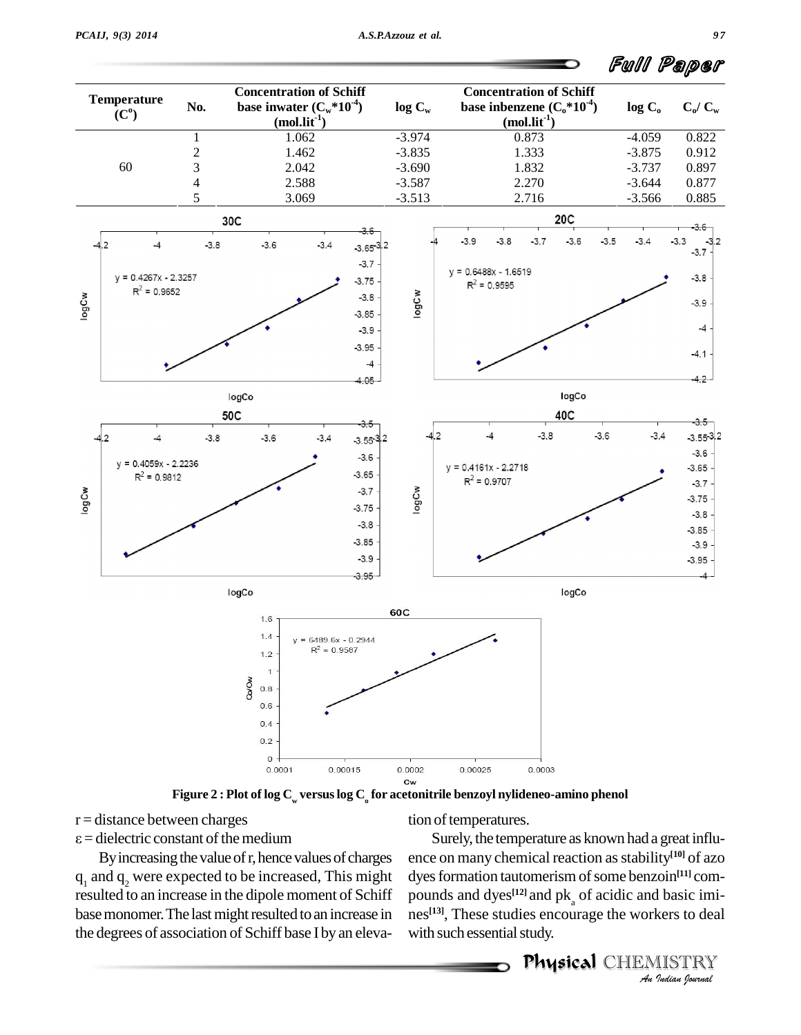| Temperature ($C^o$) | No. | Concentration of Schiff base inwater ($C_w$*$10^{-4}$) (mol.lit$^{-1}$) | log $C_w$ | Concentration of Schiff base inbenzene ($C_o$*$10^{-4}$) (mol.lit$^{-1}$) | log $C_o$ | $C_o$/ $C_w$ |
|---|---|---|---|---|---|---|
| | 1 | 1.062 | -3.974 | 0.873 | -4.059 | 0.822 |
| | 2 | 1.462 | -3.835 | 1.333 | -3.875 | 0.912 |
| 60 | 3 | 2.042 | -3.690 | 1.832 | -3.737 | 0.897 |
| | 4 | 2.588 | -3.587 | 2.270 | -3.644 | 0.877 |
| | 5 | 3.069 | -3.513 | 2.716 | -3.566 | 0.885 |

Figure 2 : Plot of log $C_w$ versus log $C_o$ for acetonitrile benzoyl nylideneo-amino phenol

r = distance between charges

ε = dielectric constant of the medium

By increasing the value of r, hence values of charges $q_1$ and $q_2$ were expected to be increased, This might resulted to an increase in the dipole moment of Schiff base monomer. The last might resulted to an increase in the degrees of association of Schiff base I by an elevation of temperatures.

Surely, the temperature as known had a great influence on many chemical reaction as stability[10] of azo dyes formation tautomerism of some benzoin[11] compounds and dyes[12] and $pk_a$ of acidic and basic imines[13], These studies encourage the workers to deal with such essential study.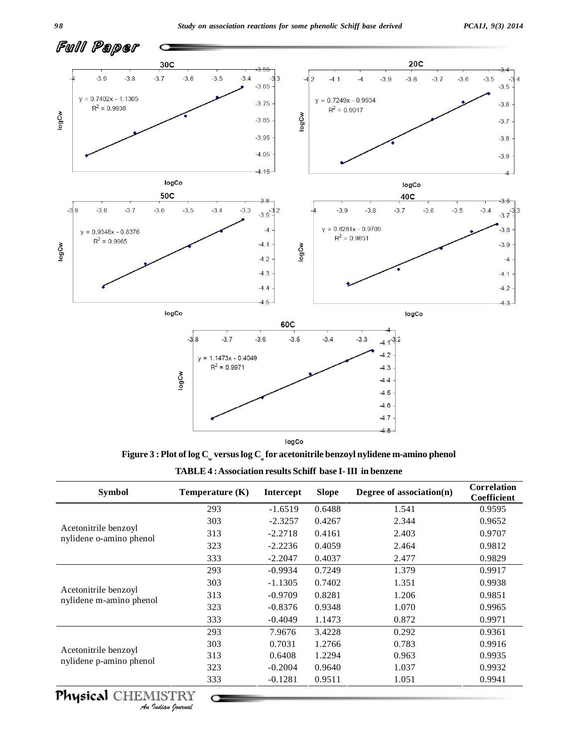Full Paper

Figure 3 : Plot of $\log C_w$ versus $\log C_o$ for acetonitrile benzoyl nylidene m-amino phenol

TABLE 4 : Association results Schiff base I- III in benzene

| Symbol | Temperature (K) | Intercept | Slope | Degree of association(n) | Correlation Coefficient |
|---|---|---|---|---|---|
| Acetonitrile benzoyl nylidene o-amino phenol | 293 | -1.6519 | 0.6488 | 1.541 | 0.9595 |
| | 303 | -2.3257 | 0.4267 | 2.344 | 0.9652 |
| | 313 | -2.2718 | 0.4161 | 2.403 | 0.9707 |
| | 323 | -2.2236 | 0.4059 | 2.464 | 0.9812 |
| | 333 | -2.2047 | 0.4037 | 2.477 | 0.9829 |
| Acetonitrile benzoyl nylidene m-amino phenol | 293 | -0.9934 | 0.7249 | 1.379 | 0.9917 |
| | 303 | -1.1305 | 0.7402 | 1.351 | 0.9938 |
| | 313 | -0.9709 | 0.8281 | 1.206 | 0.9851 |
| | 323 | -0.8376 | 0.9348 | 1.070 | 0.9965 |
| | 333 | -0.4049 | 1.1473 | 0.872 | 0.9971 |
| Acetonitrile benzoyl nylidene p-amino phenol | 293 | 7.9676 | 3.4228 | 0.292 | 0.9361 |
| | 303 | 0.7031 | 1.2766 | 0.783 | 0.9916 |
| | 313 | 0.6408 | 1.2294 | 0.963 | 0.9935 |
| | 323 | -0.2004 | 0.9640 | 1.037 | 0.9932 |
| | 333 | -0.1281 | 0.9511 | 1.051 | 0.9941 |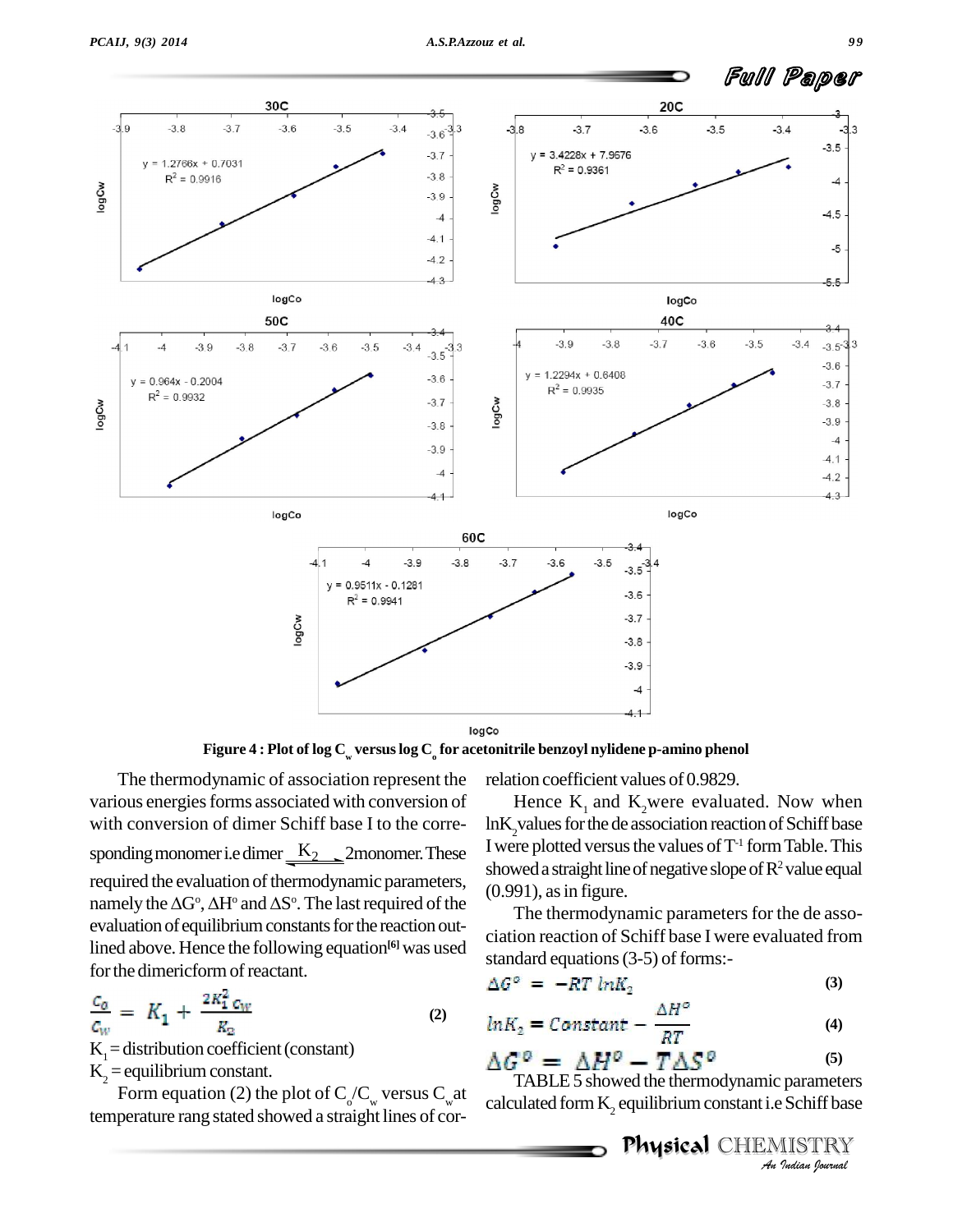Figure 4 : Plot of log $C_w$ versus log $C_o$ for acetonitrile benzoyl nylidene p-amino phenol

The thermodynamic of association represent the various energies forms associated with conversion of with conversion of dimer Schiff base I to the corresponding monomer i.e dimer $\overset{K_2}{\rightleftharpoons}$ 2monomer. These required the evaluation of thermodynamic parameters, namely the $\Delta G^o$, $\Delta H^o$ and $\Delta S^o$. The last required of the evaluation of equilibrium constants for the reaction outlined above. Hence the following equation[6] was used for the dimericform of reactant.

$$\frac{C_o}{C_w} = K_1 + \frac{2K_1^2 C_W}{K_2} \quad (2)$$

$K_1$ = distribution coefficient (constant)

$K_2$ = equilibrium constant.

Form equation (2) the plot of $C_o/C_w$ versus $C_w$ at temperature rang stated showed a straight lines of correlation coefficient values of 0.9829.

Hence $K_1$ and $K_2$ were evaluated. Now when $lnK_2$ values for the de association reaction of Schiff base I were plotted versus the values of $T^{-1}$ form Table. This showed a straight line of negative slope of $R^2$ value equal (0.991), as in figure.

The thermodynamic parameters for the de association reaction of Schiff base I were evaluated from standard equations (3-5) of forms:-

$$\Delta G^o = -RT \ lnK_2 \quad (3)$$

$$lnK_2 = Constant - \frac{\Delta H^o}{RT} \quad (4)$$

$$\Delta G^o = \Delta H^o - T\Delta S^o \quad (5)$$

TABLE 5 showed the thermodynamic parameters calculated form $K_2$ equilibrium constant i.e Schiff base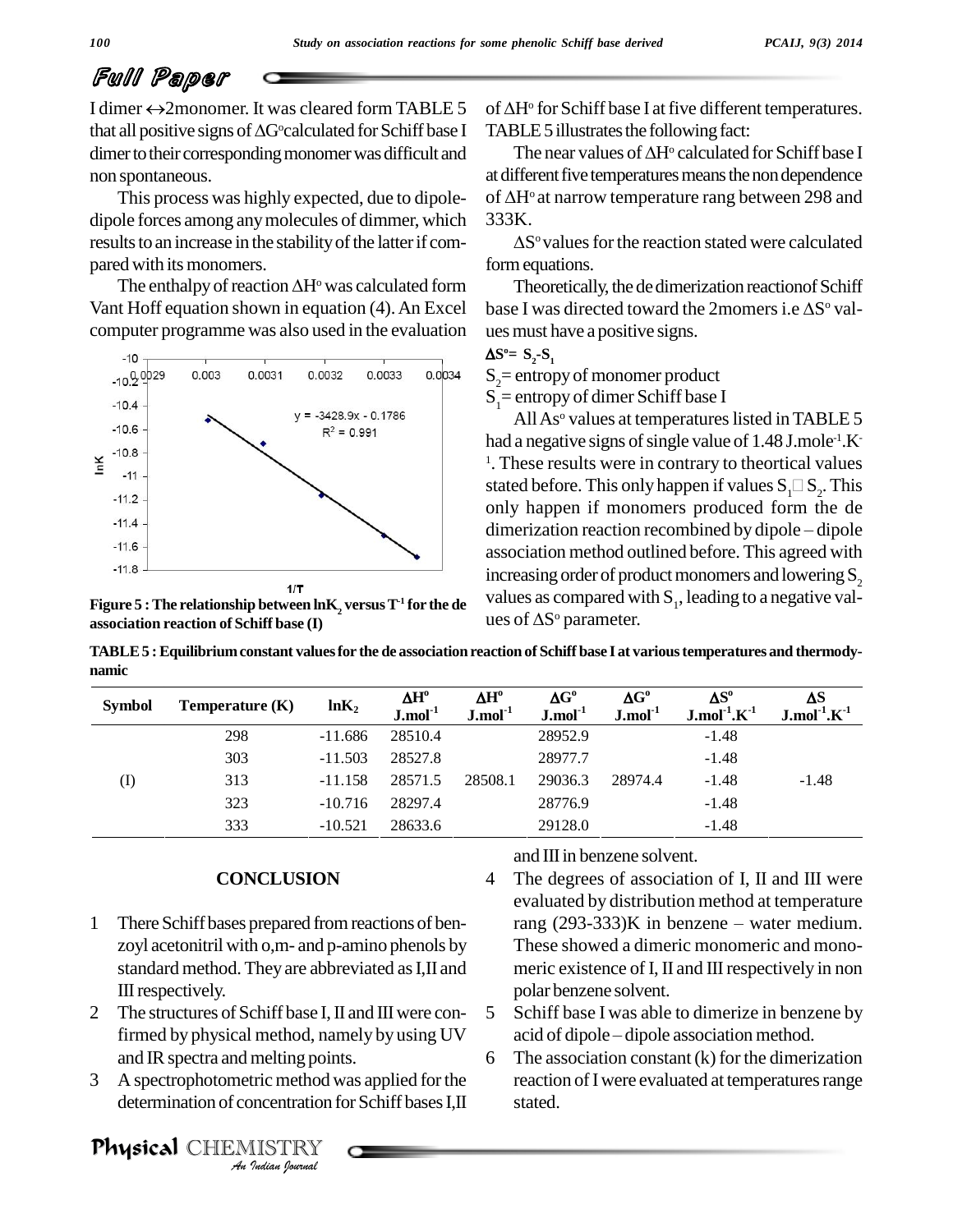I dimer ↔2monomer. It was cleared form TABLE 5 that all positive signs of ΔG°calculated for Schiff base I dimer to their corresponding monomer was difficult and non spontaneous.

This process was highly expected, due to dipole-dipole forces among any molecules of dimmer, which results to an increase in the stability of the latter if compared with its monomers.

The enthalpy of reaction ΔH° was calculated form Vant Hoff equation shown in equation (4). An Excel computer programme was also used in the evaluation of ΔH° for Schiff base I at five different temperatures. TABLE 5 illustrates the following fact:

The near values of ΔH° calculated for Schiff base I at different five temperatures means the non dependence of ΔH° at narrow temperature rang between 298 and 333K.

ΔS° values for the reaction stated were calculated form equations.

Theoretically, the de dimerization reactionof Schiff base I was directed toward the 2momers i.e ΔS° values must have a positive signs.

$\Delta S^o = S_2 - S_1$

$S_2$ = entropy of monomer product

$S_1$ = entropy of dimer Schiff base I

All As° values at temperatures listed in TABLE 5 had a negative signs of single value of 1.48 J.mole$^{-1}$.K$^{-1}$. These results were in contrary to theortical values stated before. This only happen if values $S_1$ □ $S_2$. This only happen if monomers produced form the de dimerization reaction recombined by dipole – dipole association method outlined before. This agreed with increasing order of product monomers and lowering $S_2$ values as compared with $S_1$, leading to a negative values of ΔS° parameter.

Figure 5 : The relationship between $\ln K_2$ versus $T^{-1}$ for the de association reaction of Schiff base (I)

TABLE 5 : Equilibrium constant values for the de association reaction of Schiff base I at various temperatures and thermodynamic

| Symbol | Temperature (K) | $\ln K_2$ | ΔH° J.mol$^{-1}$ | ΔH° J.mol$^{-1}$ | ΔG° J.mol$^{-1}$ | ΔG° J.mol$^{-1}$ | ΔS° J.mol$^{-1}$.K$^{-1}$ | ΔS J.mol$^{-1}$.K$^{-1}$ |
|---|---|---|---|---|---|---|---|---|
| | 298 | -11.686 | 28510.4 | | 28952.9 | | -1.48 | |
| | 303 | -11.503 | 28527.8 | | 28977.7 | | -1.48 | |
| (I) | 313 | -11.158 | 28571.5 | 28508.1 | 29036.3 | 28974.4 | -1.48 | -1.48 |
| | 323 | -10.716 | 28297.4 | | 28776.9 | | -1.48 | |
| | 333 | -10.521 | 28633.6 | | 29128.0 | | -1.48 | |

## CONCLUSION

1. There Schiff bases prepared from reactions of benzoyl acetonitril with o,m- and p-amino phenols by standard method. They are abbreviated as I,II and III respectively.
2. The structures of Schiff base I, II and III were confirmed by physical method, namely by using UV and IR spectra and melting points.
3. A spectrophotometric method was applied for the determination of concentration for Schiff bases I,II and III in benzene solvent.
4. The degrees of association of I, II and III were evaluated by distribution method at temperature rang (293-333)K in benzene – water medium. These showed a dimeric monomeric and monomeric existence of I, II and III respectively in non polar benzene solvent.
5. Schiff base I was able to dimerize in benzene by acid of dipole – dipole association method.
6. The association constant (k) for the dimerization reaction of I were evaluated at temperatures range stated.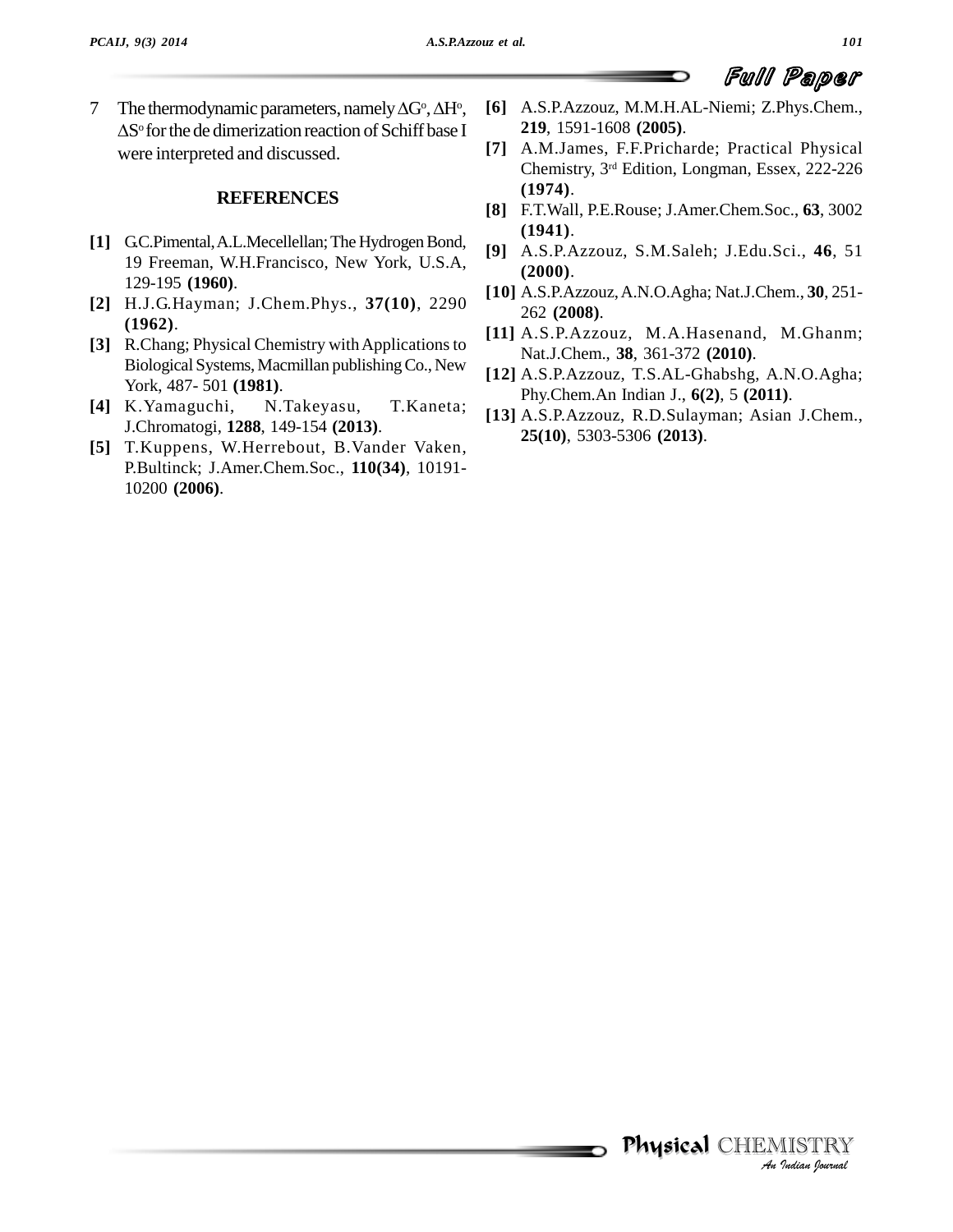7 The thermodynamic parameters, namely $\Delta G^o$, $\Delta H^o$, $\Delta S^o$ for the de dimerization reaction of Schiff base I were interpreted and discussed.

## REFERENCES

**[1]** G.C.Pimental, A.L.Mecellellan; The Hydrogen Bond, 19 Freeman, W.H.Francisco, New York, U.S.A, 129-195 **(1960)**.

**[2]** H.J.G.Hayman; J.Chem.Phys., **37(10)**, 2290 **(1962)**.

**[3]** R.Chang; Physical Chemistry with Applications to Biological Systems, Macmillan publishing Co., New York, 487- 501 **(1981)**.

**[4]** K.Yamaguchi, N.Takeyasu, T.Kaneta; J.Chromatogi, **1288**, 149-154 **(2013)**.

**[5]** T.Kuppens, W.Herrebout, B.Vander Vaken, P.Bultinck; J.Amer.Chem.Soc., **110(34)**, 10191-10200 **(2006)**.

**[6]** A.S.P.Azzouz, M.M.H.AL-Niemi; Z.Phys.Chem., **219**, 1591-1608 **(2005)**.

**[7]** A.M.James, F.F.Pricharde; Practical Physical Chemistry, 3rd Edition, Longman, Essex, 222-226 **(1974)**.

**[8]** F.T.Wall, P.E.Rouse; J.Amer.Chem.Soc., **63**, 3002 **(1941)**.

**[9]** A.S.P.Azzouz, S.M.Saleh; J.Edu.Sci., **46**, 51 **(2000)**.

**[10]** A.S.P.Azzouz, A.N.O.Agha; Nat.J.Chem., **30**, 251-262 **(2008)**.

**[11]** A.S.P.Azzouz, M.A.Hasenand, M.Ghanm; Nat.J.Chem., **38**, 361-372 **(2010)**.

**[12]** A.S.P.Azzouz, T.S.AL-Ghabshg, A.N.O.Agha; Phy.Chem.An Indian J., **6(2)**, 5 **(2011)**.

**[13]** A.S.P.Azzouz, R.D.Sulayman; Asian J.Chem., **25(10)**, 5303-5306 **(2013)**.